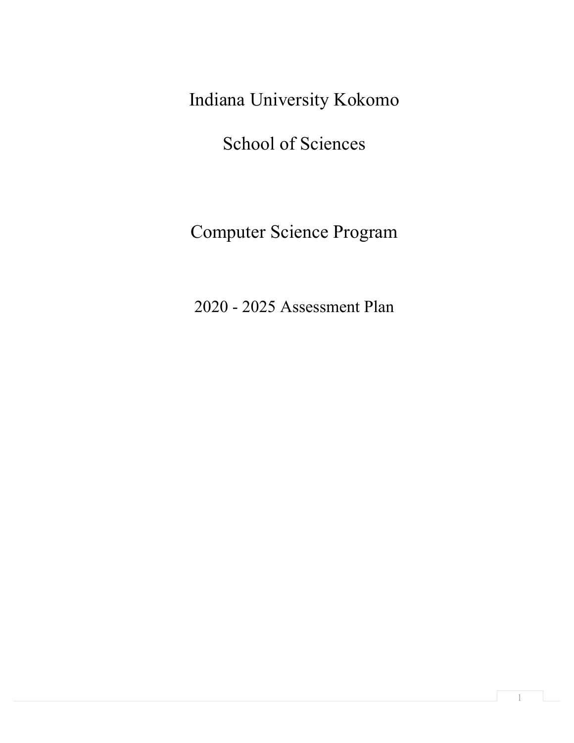# Indiana University Kokomo

## School of Sciences

## Computer Science Program

## 2020 - 2025 Assessment Plan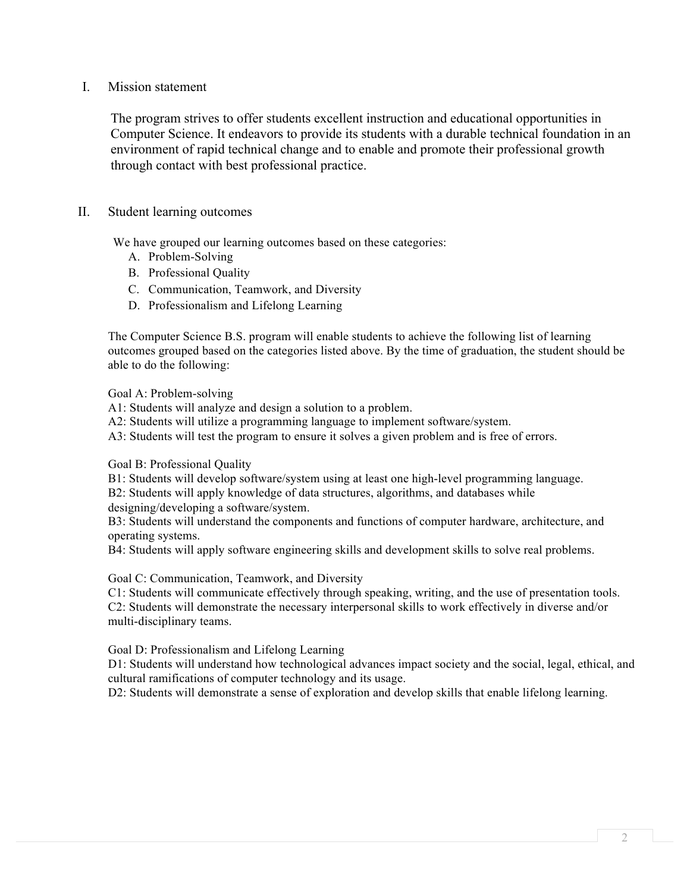## I. Mission statement

The program strives to offer students excellent instruction and educational opportunities in Computer Science. It endeavors to provide its students with a durable technical foundation in an environment of rapid technical change and to enable and promote their professional growth through contact with best professional practice.

## II. Student learning outcomes

We have grouped our learning outcomes based on these categories:

A. Problem-Solving
B. Professional Quality
C. Communication, Teamwork, and Diversity
D. Professionalism and Lifelong Learning

The Computer Science B.S. program will enable students to achieve the following list of learning outcomes grouped based on the categories listed above. By the time of graduation, the student should be able to do the following:

Goal A: Problem-solving
A1: Students will analyze and design a solution to a problem.
A2: Students will utilize a programming language to implement software/system.
A3: Students will test the program to ensure it solves a given problem and is free of errors.

Goal B: Professional Quality
B1: Students will develop software/system using at least one high-level programming language.
B2: Students will apply knowledge of data structures, algorithms, and databases while designing/developing a software/system.
B3: Students will understand the components and functions of computer hardware, architecture, and operating systems.
B4: Students will apply software engineering skills and development skills to solve real problems.

Goal C: Communication, Teamwork, and Diversity
C1: Students will communicate effectively through speaking, writing, and the use of presentation tools.
C2: Students will demonstrate the necessary interpersonal skills to work effectively in diverse and/or multi-disciplinary teams.

Goal D: Professionalism and Lifelong Learning
D1: Students will understand how technological advances impact society and the social, legal, ethical, and cultural ramifications of computer technology and its usage.
D2: Students will demonstrate a sense of exploration and develop skills that enable lifelong learning.